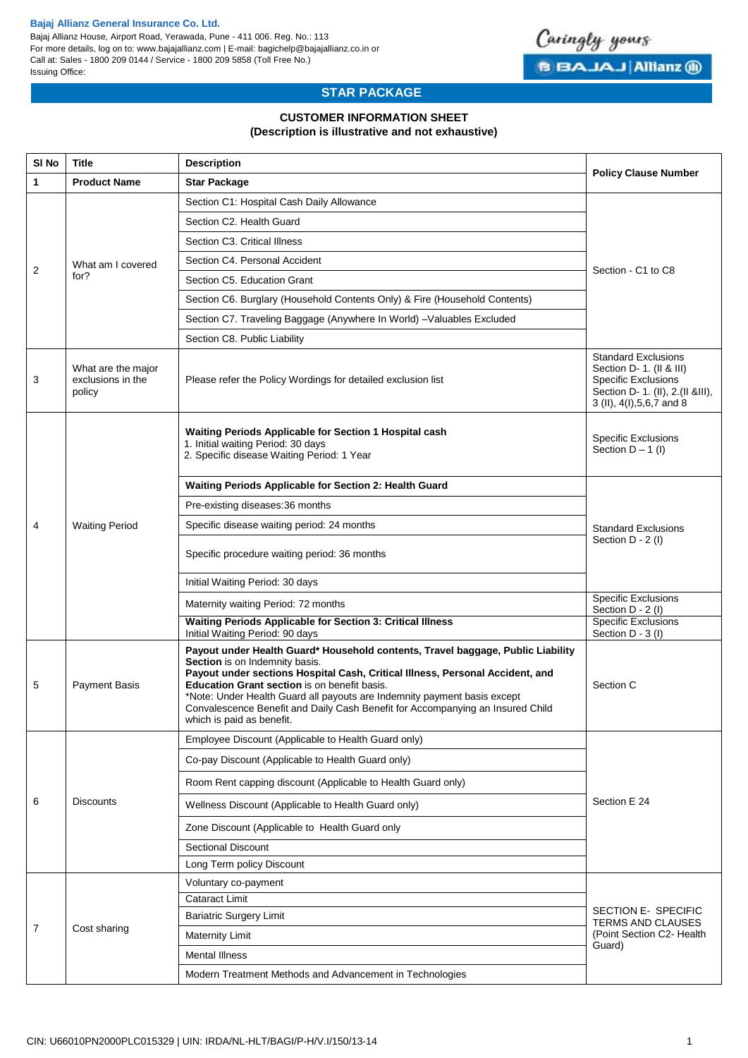**Bajaj Allianz General Insurance Co. Ltd.**
Bajaj Allianz House, Airport Road, Yerawada, Pune - 411 006. Reg. No.: 113
For more details, log on to: www.bajajallianz.com | E-mail: bagichelp@bajajallianz.co.in or
Call at: Sales - 1800 209 0144 / Service - 1800 209 5858 (Toll Free No.)
Issuing Office:

Caringly yours
BAJAJ | Allianz

## STAR PACKAGE

### CUSTOMER INFORMATION SHEET
### (Description is illustrative and not exhaustive)

| Sl No | Title | Description | Policy Clause Number |
|---|---|---|---|
| 1 | **Product Name** | **Star Package** | |
| 2 | What am I covered for? | Section C1: Hospital Cash Daily Allowance | Section - C1 to C8 |
| | | Section C2. Health Guard | |
| | | Section C3. Critical Illness | |
| | | Section C4. Personal Accident | |
| | | Section C5. Education Grant | |
| | | Section C6. Burglary (Household Contents Only) & Fire (Household Contents) | |
| | | Section C7. Traveling Baggage (Anywhere In World) –Valuables Excluded | |
| | | Section C8. Public Liability | |
| 3 | What are the major exclusions in the policy | Please refer the Policy Wordings for detailed exclusion list | Standard Exclusions Section D- 1. (II & III) Specific Exclusions Section D- 1. (II), 2.(II &III), 3 (II), 4(I),5,6,7 and 8 |
| 4 | Waiting Period | **Waiting Periods Applicable for Section 1 Hospital cash** 1. Initial waiting Period: 30 days 2. Specific disease Waiting Period: 1 Year | Specific Exclusions Section D – 1 (I) |
| | | **Waiting Periods Applicable for Section 2: Health Guard** | Standard Exclusions Section D - 2 (I) |
| | | Pre-existing diseases:36 months | |
| | | Specific disease waiting period: 24 months | |
| | | Specific procedure waiting period: 36 months | |
| | | Initial Waiting Period: 30 days | |
| | | Maternity waiting Period: 72 months | Specific Exclusions Section D - 2 (I) |
| | | **Waiting Periods Applicable for Section 3: Critical Illness** Initial Waiting Period: 90 days | Specific Exclusions Section D - 3 (I) |
| 5 | Payment Basis | **Payout under Health Guard\* Household contents, Travel baggage, Public Liability Section** is on Indemnity basis. **Payout under sections Hospital Cash, Critical Illness, Personal Accident, and Education Grant section** is on benefit basis. \*Note: Under Health Guard all payouts are Indemnity payment basis except Convalescence Benefit and Daily Cash Benefit for Accompanying an Insured Child which is paid as benefit. | Section C |
| 6 | Discounts | Employee Discount (Applicable to Health Guard only) | Section E 24 |
| | | Co-pay Discount (Applicable to Health Guard only) | |
| | | Room Rent capping discount (Applicable to Health Guard only) | |
| | | Wellness Discount (Applicable to Health Guard only) | |
| | | Zone Discount (Applicable to Health Guard only | |
| | | Sectional Discount | |
| | | Long Term policy Discount | |
| 7 | Cost sharing | Voluntary co-payment | SECTION E- SPECIFIC TERMS AND CLAUSES (Point Section C2- Health Guard) |
| | | Cataract Limit | |
| | | Bariatric Surgery Limit | |
| | | Maternity Limit | |
| | | Mental Illness | |
| | | Modern Treatment Methods and Advancement in Technologies | |

CIN: U66010PN2000PLC015329 | UIN: IRDA/NL-HLT/BAGI/P-H/V.I/150/13-14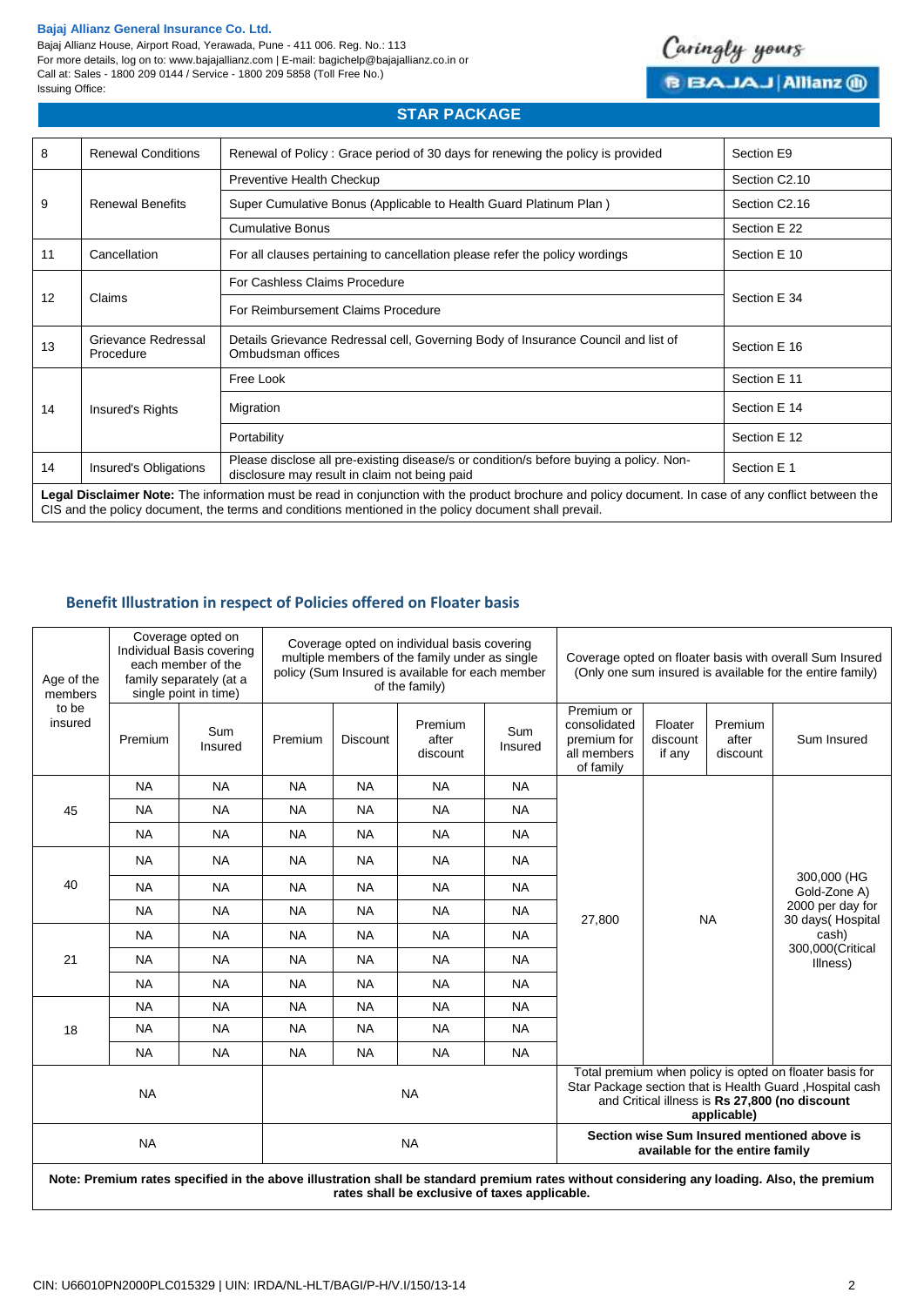## STAR PACKAGE

| | | | |
|---|---|---|---|
| 8 | Renewal Conditions | Renewal of Policy : Grace period of 30 days for renewing the policy is provided | Section E9 |
| 9 | Renewal Benefits | Preventive Health Checkup | Section C2.10 |
| | | Super Cumulative Bonus (Applicable to Health Guard Platinum Plan ) | Section C2.16 |
| | | Cumulative Bonus | Section E 22 |
| 11 | Cancellation | For all clauses pertaining to cancellation please refer the policy wordings | Section E 10 |
| 12 | Claims | For Cashless Claims Procedure | Section E 34 |
| | | For Reimbursement Claims Procedure | |
| 13 | Grievance Redressal Procedure | Details Grievance Redressal cell, Governing Body of Insurance Council and list of Ombudsman offices | Section E 16 |
| 14 | Insured's Rights | Free Look | Section E 11 |
| | | Migration | Section E 14 |
| | | Portability | Section E 12 |
| 14 | Insured's Obligations | Please disclose all pre-existing disease/s or condition/s before buying a policy. Non-disclosure may result in claim not being paid | Section E 1 |

**Legal Disclaimer Note:** The information must be read in conjunction with the product brochure and policy document. In case of any conflict between the CIS and the policy document, the terms and conditions mentioned in the policy document shall prevail.

### Benefit Illustration in respect of Policies offered on Floater basis

| Age of the members to be insured | Coverage opted on Individual Basis covering each member of the family separately (at a single point in time) | | Coverage opted on individual basis covering multiple members of the family under as single policy (Sum Insured is available for each member of the family) | | | | Coverage opted on floater basis with overall Sum Insured (Only one sum insured is available for the entire family) | | | |
|---|---|---|---|---|---|---|---|---|---|---|
| | Premium | Sum Insured | Premium | Discount | Premium after discount | Sum Insured | Premium or consolidated premium for all members of family | Floater discount if any | Premium after discount | Sum Insured |
| 45 | NA | NA | NA | NA | NA | NA | 27,800 | NA | | 300,000 (HG Gold-Zone A) 2000 per day for 30 days( Hospital cash) 300,000(Critical Illness) |
| | NA | NA | NA | NA | NA | NA | | | | |
| | NA | NA | NA | NA | NA | NA | | | | |
| 40 | NA | NA | NA | NA | NA | NA | | | | |
| | NA | NA | NA | NA | NA | NA | | | | |
| | NA | NA | NA | NA | NA | NA | | | | |
| 21 | NA | NA | NA | NA | NA | NA | | | | |
| | NA | NA | NA | NA | NA | NA | | | | |
| | NA | NA | NA | NA | NA | NA | | | | |
| 18 | NA | NA | NA | NA | NA | NA | | | | |
| | NA | NA | NA | NA | NA | NA | | | | |
| | NA | NA | NA | NA | NA | NA | | | | |
| NA | | | NA | | | | Total premium when policy is opted on floater basis for Star Package section that is Health Guard ,Hospital cash and Critical illness is **Rs 27,800 (no discount applicable)** | | | |
| NA | | | NA | | | | **Section wise Sum Insured mentioned above is available for the entire family** | | | |

**Note: Premium rates specified in the above illustration shall be standard premium rates without considering any loading. Also, the premium rates shall be exclusive of taxes applicable.**